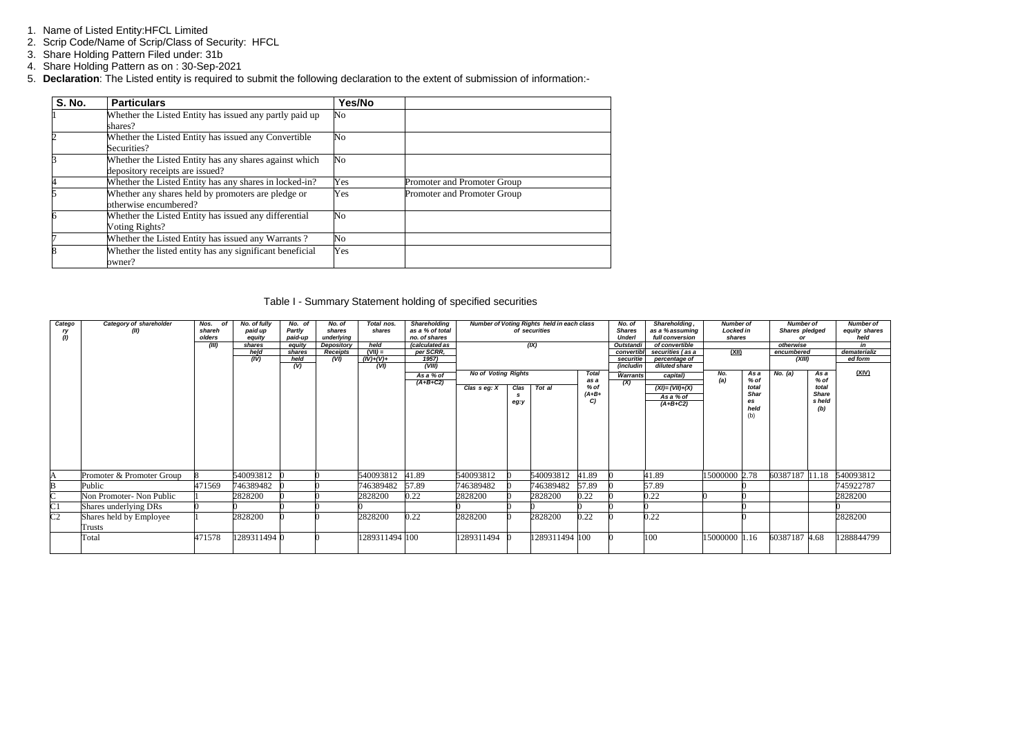1. Name of Listed Entity:HFCL Limited
2. Scrip Code/Name of Scrip/Class of Security: HFCL
3. Share Holding Pattern Filed under: 31b
4. Share Holding Pattern as on : 30-Sep-2021
5. **Declaration**: The Listed entity is required to submit the following declaration to the extent of submission of information:-

| S. No. | Particulars | Yes/No | |
|---|---|---|---|
| 1 | Whether the Listed Entity has issued any partly paid up shares? | No | |
| 2 | Whether the Listed Entity has issued any Convertible Securities? | No | |
| 3 | Whether the Listed Entity has any shares against which depository receipts are issued? | No | |
| 4 | Whether the Listed Entity has any shares in locked-in? | Yes | Promoter and Promoter Group |
| 5 | Whether any shares held by promoters are pledge or otherwise encumbered? | Yes | Promoter and Promoter Group |
| 6 | Whether the Listed Entity has issued any differential Voting Rights? | No | |
| 7 | Whether the Listed Entity has issued any Warrants ? | No | |
| 8 | Whether the listed entity has any significant beneficial owner? | Yes | |

Table I - Summary Statement holding of specified securities

| Category (I) | Category of shareholder (II) | Nos. of shareholders (III) | No. of fully paid up equity shares held (IV) | No. of Partly paid-up equity shares held (V) | No. of shares underlying Depository Receipts (VI) | Total nos. shares held (VII) = (IV)+(V)+ (VI) | Shareholding as a % of total no. of shares (calculated as per SCRR, 1957) (VIII) As a % of (A+B+C2) | Number of Voting Rights held in each class of securities (IX) | | | | No. of Shares Underlying Outstanding convertible securities (including Warrants) (X) | Shareholding , as a % assuming full conversion of convertible securities ( as a percentage of diluted share capital) (XI)= (VII)+(X) As a % of (A+B+C2) | Number of Locked in shares (XII) | | Number of Shares pledged or otherwise encumbered (XIII) | | Number of equity shares held in dematerialized form (XIV) |
|---|---|---|---|---|---|---|---|---|---|---|---|---|---|---|---|---|---|---|
| | | | | | | | | No of Voting Rights | | | Total as a % of (A+B+ C) | | | No. (a) | As a % of total Shares held (b) | No. (a) | As a % of total Shares held (b) | |
| | | | | | | | | Class eg: X | Class eg:y | Total | | | | | | | | |
| A | Promoter & Promoter Group | 8 | 540093812 | 0 | 0 | 540093812 | 41.89 | 540093812 | 0 | 540093812 | 41.89 | 0 | 41.89 | 15000000 | 2.78 | 60387187 | 11.18 | 540093812 |
| B | Public | 471569 | 746389482 | 0 | 0 | 746389482 | 57.89 | 746389482 | 0 | 746389482 | 57.89 | 0 | 57.89 | | 0 | | | 745922787 |
| C | Non Promoter- Non Public | 1 | 2828200 | 0 | 0 | 2828200 | 0.22 | 2828200 | 0 | 2828200 | 0.22 | 0 | 0.22 | 0 | 0 | | | 2828200 |
| C1 | Shares underlying DRs | 0 | 0 | 0 | 0 | 0 | | 0 | 0 | 0 | 0 | 0 | 0 | | 0 | | | 0 |
| C2 | Shares held by Employee Trusts | 1 | 2828200 | 0 | 0 | 2828200 | 0.22 | 2828200 | 0 | 2828200 | 0.22 | 0 | 0.22 | | 0 | | | 2828200 |
| | Total | 471578 | 1289311494 | 0 | 0 | 1289311494 | 100 | 1289311494 | 0 | 1289311494 | 100 | 0 | 100 | 15000000 | 1.16 | 60387187 | 4.68 | 1288844799 |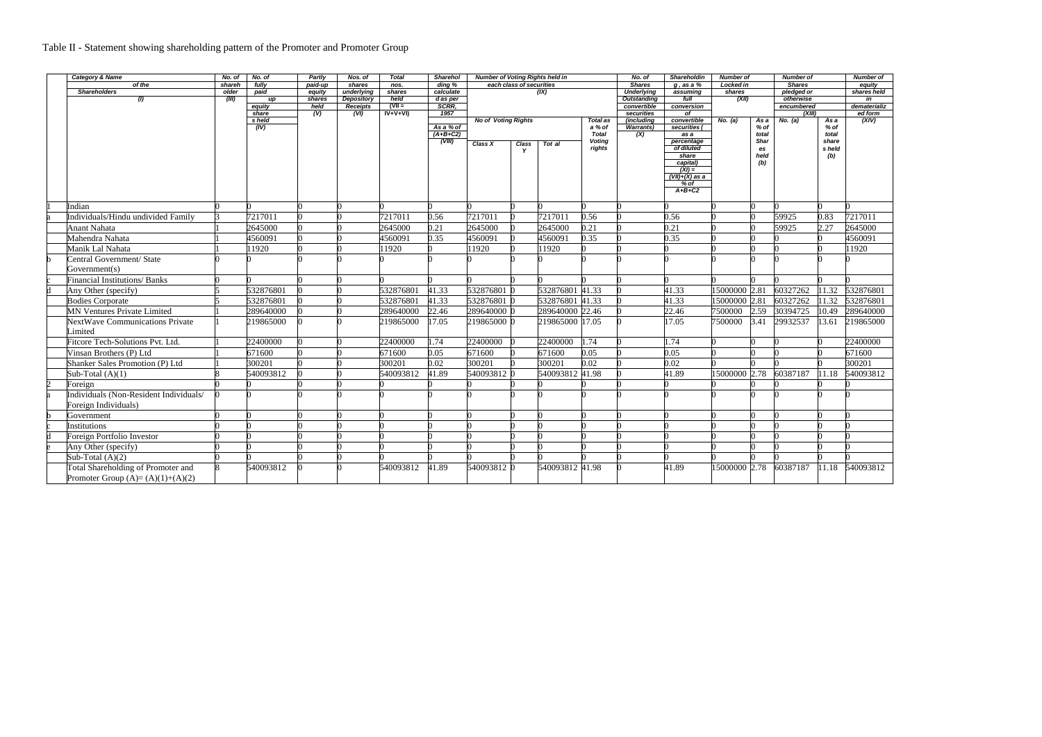Table II - Statement showing shareholding pattern of the Promoter and Promoter Group

| | Category & Name of the Shareholders (I) | No. of shareholder (III) | No. of fully paid up equity share s held (IV) | Partly paid-up equity shares held (V) | Nos. of shares underlying Depository Receipts (VI) | Total nos. shares held (VII = IV+V+VI) | Shareholding % calculated as per SCRR, 1957 As a % of (A+B+C2) (VIII) | Number of Voting Rights held in each class of securities (IX) | | | | No. of Shares Underlying Outstanding convertible securities (including Warrants) (X) | Shareholding , as a % assuming full conversion of convertible securities ( as a percentage of diluted share capital) (XI) = (VII)+(X) as a % of A+B+C2 | Number of Locked in shares (XII) | | Number of Shares pledged or otherwise encumbered (XIII) | | Number of equity shares held in dematerialized form (XIV) |
|---|---|---|---|---|---|---|---|---|---|---|---|---|---|---|---|---|---|---|
| | | | | | | | | No of Voting Rights | | | Total as a % of Total Voting rights | | | No. (a) | As a % of total Shares held (b) | No. (a) | As a % of total shares held (b) | |
| | | | | | | | | Class X | Class Y | Tot al | | | | | | | | |
| 1 | Indian | 0 | 0 | 0 | 0 | 0 | 0 | 0 | 0 | 0 | 0 | 0 | 0 | 0 | 0 | 0 | 0 | 0 |
| a | Individuals/Hindu undivided Family | 3 | 7217011 | 0 | 0 | 7217011 | 0.56 | 7217011 | 0 | 7217011 | 0.56 | 0 | 0.56 | 0 | 0 | 59925 | 0.83 | 7217011 |
| | Anant Nahata | 1 | 2645000 | 0 | 0 | 2645000 | 0.21 | 2645000 | 0 | 2645000 | 0.21 | 0 | 0.21 | 0 | 0 | 59925 | 2.27 | 2645000 |
| | Mahendra Nahata | 1 | 4560091 | 0 | 0 | 4560091 | 0.35 | 4560091 | 0 | 4560091 | 0.35 | 0 | 0.35 | 0 | 0 | 0 | 0 | 4560091 |
| | Manik Lal Nahata | 1 | 11920 | 0 | 0 | 11920 | 0 | 11920 | 0 | 11920 | 0 | 0 | 0 | 0 | 0 | 0 | 0 | 11920 |
| b | Central Government/ State Government(s) | 0 | 0 | 0 | 0 | 0 | 0 | 0 | 0 | 0 | 0 | 0 | 0 | 0 | 0 | 0 | 0 | 0 |
| c | Financial Institutions/ Banks | 0 | 0 | 0 | 0 | 0 | 0 | 0 | 0 | 0 | 0 | 0 | 0 | 0 | 0 | 0 | 0 | 0 |
| d | Any Other (specify) | 5 | 532876801 | 0 | 0 | 532876801 | 41.33 | 532876801 | 0 | 532876801 | 41.33 | 0 | 41.33 | 15000000 | 2.81 | 60327262 | 11.32 | 532876801 |
| | Bodies Corporate | 5 | 532876801 | 0 | 0 | 532876801 | 41.33 | 532876801 | 0 | 532876801 | 41.33 | 0 | 41.33 | 15000000 | 2.81 | 60327262 | 11.32 | 532876801 |
| | MN Ventures Private Limited | 1 | 289640000 | 0 | 0 | 289640000 | 22.46 | 289640000 | 0 | 289640000 | 22.46 | 0 | 22.46 | 7500000 | 2.59 | 30394725 | 10.49 | 289640000 |
| | NextWave Communications Private Limited | 1 | 219865000 | 0 | 0 | 219865000 | 17.05 | 219865000 | 0 | 219865000 | 17.05 | 0 | 17.05 | 7500000 | 3.41 | 29932537 | 13.61 | 219865000 |
| | Fitcore Tech-Solutions Pvt. Ltd. | 1 | 22400000 | 0 | 0 | 22400000 | 1.74 | 22400000 | 0 | 22400000 | 1.74 | 0 | 1.74 | 0 | 0 | 0 | 0 | 22400000 |
| | Vinsan Brothers (P) Ltd | 1 | 671600 | 0 | 0 | 671600 | 0.05 | 671600 | 0 | 671600 | 0.05 | 0 | 0.05 | 0 | 0 | 0 | 0 | 671600 |
| | Shanker Sales Promotion (P) Ltd | 1 | 300201 | 0 | 0 | 300201 | 0.02 | 300201 | 0 | 300201 | 0.02 | 0 | 0.02 | 0 | 0 | 0 | 0 | 300201 |
| | Sub-Total (A)(1) | 8 | 540093812 | 0 | 0 | 540093812 | 41.89 | 540093812 | 0 | 540093812 | 41.98 | 0 | 41.89 | 15000000 | 2.78 | 60387187 | 11.18 | 540093812 |
| 2 | Foreign | 0 | 0 | 0 | 0 | 0 | 0 | 0 | 0 | 0 | 0 | 0 | 0 | 0 | 0 | 0 | 0 | 0 |
| a | Individuals (Non-Resident Individuals/ Foreign Individuals) | 0 | 0 | 0 | 0 | 0 | 0 | 0 | 0 | 0 | 0 | 0 | 0 | 0 | 0 | 0 | 0 | 0 |
| b | Government | 0 | 0 | 0 | 0 | 0 | 0 | 0 | 0 | 0 | 0 | 0 | 0 | 0 | 0 | 0 | 0 | 0 |
| c | Institutions | 0 | 0 | 0 | 0 | 0 | 0 | 0 | 0 | 0 | 0 | 0 | 0 | 0 | 0 | 0 | 0 | 0 |
| d | Foreign Portfolio Investor | 0 | 0 | 0 | 0 | 0 | 0 | 0 | 0 | 0 | 0 | 0 | 0 | 0 | 0 | 0 | 0 | 0 |
| e | Any Other (specify) | 0 | 0 | 0 | 0 | 0 | 0 | 0 | 0 | 0 | 0 | 0 | 0 | 0 | 0 | 0 | 0 | 0 |
| | Sub-Total (A)(2) | 0 | 0 | 0 | 0 | 0 | 0 | 0 | 0 | 0 | 0 | 0 | 0 | 0 | 0 | 0 | 0 | 0 |
| | Total Shareholding of Promoter and Promoter Group (A)= (A)(1)+(A)(2) | 8 | 540093812 | 0 | 0 | 540093812 | 41.89 | 540093812 | 0 | 540093812 | 41.98 | 0 | 41.89 | 15000000 | 2.78 | 60387187 | 11.18 | 540093812 |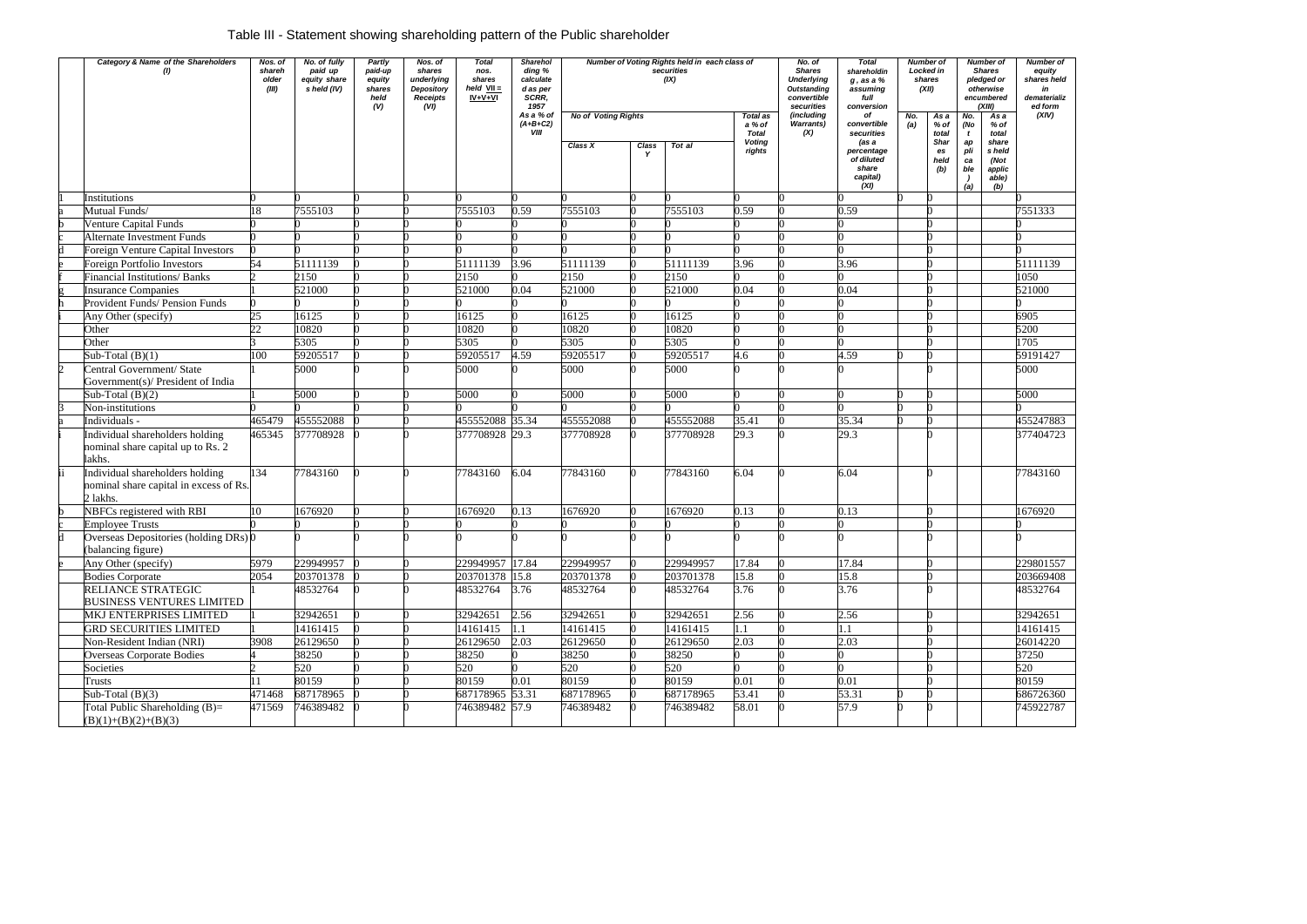## Table III - Statement showing shareholding pattern of the Public shareholder

| | Category & Name of the Shareholders (I) | Nos. of shareh older (III) | No. of fully paid up equity share s held (IV) | Partly paid-up equity shares held (V) | Nos. of shares underlying Depository Receipts (VI) | Total nos. shares held VII = IV+V+VI | Sharehol ding % calculate d as per SCRR, 1957 As a % of (A+B+C2) VIII | Number of Voting Rights held in each class of securities (IX) | | | | No. of Shares Underlying Outstanding convertible securities (including Warrants) (X) | Total shareholdin g , as a % assuming full conversion of convertible securities (as a percentage of diluted share capital) (XI) | Number of Locked in shares (XII) | | Number of Shares pledged or otherwise encumbered (XIII) | | Number of equity shares held in dematerializ ed form (XIV) |
|---|---|---|---|---|---|---|---|---|---|---|---|---|---|---|---|---|---|---|
| | | | | | | | | No of Voting Rights | | | Total as a % of Total Voting rights | | | No. (a) | As a % of total Shar es held (b) | No. (No t ap pli ca ble ) (a) | As a % of total share s held (Not applic able) (b) | |
| | | | | | | | | Class X | Class Y | Tot al | | | | | | | | |
| 1 | Institutions | 0 | 0 | 0 | 0 | 0 | 0 | 0 | 0 | 0 | 0 | 0 | 0 | 0 | 0 | | | 0 |
| a | Mutual Funds/ | 18 | 7555103 | 0 | 0 | 7555103 | 0.59 | 7555103 | 0 | 7555103 | 0.59 | 0 | 0.59 | | 0 | | | 7551333 |
| b | Venture Capital Funds | 0 | 0 | 0 | 0 | 0 | 0 | 0 | 0 | 0 | 0 | 0 | 0 | | 0 | | | 0 |
| c | Alternate Investment Funds | 0 | 0 | 0 | 0 | 0 | 0 | 0 | 0 | 0 | 0 | 0 | 0 | | 0 | | | 0 |
| d | Foreign Venture Capital Investors | 0 | 0 | 0 | 0 | 0 | 0 | 0 | 0 | 0 | 0 | 0 | 0 | | 0 | | | 0 |
| e | Foreign Portfolio Investors | 54 | 51111139 | 0 | 0 | 51111139 | 3.96 | 51111139 | 0 | 51111139 | 3.96 | 0 | 3.96 | | 0 | | | 51111139 |
| f | Financial Institutions/ Banks | 2 | 2150 | 0 | 0 | 2150 | 0 | 2150 | 0 | 2150 | 0 | 0 | 0 | | 0 | | | 1050 |
| g | Insurance Companies | 1 | 521000 | 0 | 0 | 521000 | 0.04 | 521000 | 0 | 521000 | 0.04 | 0 | 0.04 | | 0 | | | 521000 |
| h | Provident Funds/ Pension Funds | 0 | 0 | 0 | 0 | 0 | 0 | 0 | 0 | 0 | 0 | 0 | 0 | | 0 | | | 0 |
| i | Any Other (specify) | 25 | 16125 | 0 | 0 | 16125 | 0 | 16125 | 0 | 16125 | 0 | 0 | 0 | | 0 | | | 6905 |
| | Other | 22 | 10820 | 0 | 0 | 10820 | 0 | 10820 | 0 | 10820 | 0 | 0 | 0 | | 0 | | | 5200 |
| | Other | 3 | 5305 | 0 | 0 | 5305 | 0 | 5305 | 0 | 5305 | 0 | 0 | 0 | | 0 | | | 1705 |
| | Sub-Total (B)(1) | 100 | 59205517 | 0 | 0 | 59205517 | 4.59 | 59205517 | 0 | 59205517 | 4.6 | 0 | 4.59 | 0 | 0 | | | 59191427 |
| 2 | Central Government/ State Government(s)/ President of India | 1 | 5000 | 0 | 0 | 5000 | 0 | 5000 | 0 | 5000 | 0 | 0 | 0 | | 0 | | | 5000 |
| | Sub-Total (B)(2) | 1 | 5000 | 0 | 0 | 5000 | 0 | 5000 | 0 | 5000 | 0 | 0 | 0 | 0 | 0 | | | 5000 |
| 3 | Non-institutions | 0 | 0 | 0 | 0 | 0 | 0 | 0 | 0 | 0 | 0 | 0 | 0 | 0 | 0 | | | 0 |
| a | Individuals - | 465479 | 455552088 | 0 | 0 | 455552088 | 35.34 | 455552088 | 0 | 455552088 | 35.41 | 0 | 35.34 | 0 | 0 | | | 455247883 |
| i | Individual shareholders holding nominal share capital up to Rs. 2 lakhs. | 465345 | 377708928 | 0 | 0 | 377708928 | 29.3 | 377708928 | 0 | 377708928 | 29.3 | 0 | 29.3 | | 0 | | | 377404723 |
| ii | Individual shareholders holding nominal share capital in excess of Rs. 2 lakhs. | 134 | 77843160 | 0 | 0 | 77843160 | 6.04 | 77843160 | 0 | 77843160 | 6.04 | 0 | 6.04 | | 0 | | | 77843160 |
| b | NBFCs registered with RBI | 10 | 1676920 | 0 | 0 | 1676920 | 0.13 | 1676920 | 0 | 1676920 | 0.13 | 0 | 0.13 | | 0 | | | 1676920 |
| c | Employee Trusts | 0 | 0 | 0 | 0 | 0 | 0 | 0 | 0 | 0 | 0 | 0 | 0 | | 0 | | | 0 |
| d | Overseas Depositories (holding DRs) (balancing figure) | 0 | 0 | 0 | 0 | 0 | 0 | 0 | 0 | 0 | 0 | 0 | 0 | | 0 | | | 0 |
| e | Any Other (specify) | 5979 | 229949957 | 0 | 0 | 229949957 | 17.84 | 229949957 | 0 | 229949957 | 17.84 | 0 | 17.84 | | 0 | | | 229801557 |
| | Bodies Corporate | 2054 | 203701378 | 0 | 0 | 203701378 | 15.8 | 203701378 | 0 | 203701378 | 15.8 | 0 | 15.8 | | 0 | | | 203669408 |
| | RELIANCE STRATEGIC BUSINESS VENTURES LIMITED | 1 | 48532764 | 0 | 0 | 48532764 | 3.76 | 48532764 | 0 | 48532764 | 3.76 | 0 | 3.76 | | 0 | | | 48532764 |
| | MKJ ENTERPRISES LIMITED | 1 | 32942651 | 0 | 0 | 32942651 | 2.56 | 32942651 | 0 | 32942651 | 2.56 | 0 | 2.56 | | 0 | | | 32942651 |
| | GRD SECURITIES LIMITED | 1 | 14161415 | 0 | 0 | 14161415 | 1.1 | 14161415 | 0 | 14161415 | 1.1 | 0 | 1.1 | | 0 | | | 14161415 |
| | Non-Resident Indian (NRI) | 3908 | 26129650 | 0 | 0 | 26129650 | 2.03 | 26129650 | 0 | 26129650 | 2.03 | 0 | 2.03 | | 0 | | | 26014220 |
| | Overseas Corporate Bodies | 4 | 38250 | 0 | 0 | 38250 | 0 | 38250 | 0 | 38250 | 0 | 0 | 0 | | 0 | | | 37250 |
| | Societies | 2 | 520 | 0 | 0 | 520 | 0 | 520 | 0 | 520 | 0 | 0 | 0 | | 0 | | | 520 |
| | Trusts | 11 | 80159 | 0 | 0 | 80159 | 0.01 | 80159 | 0 | 80159 | 0.01 | 0 | 0.01 | | 0 | | | 80159 |
| | Sub-Total (B)(3) | 471468 | 687178965 | 0 | 0 | 687178965 | 53.31 | 687178965 | 0 | 687178965 | 53.41 | 0 | 53.31 | 0 | 0 | | | 686726360 |
| | Total Public Shareholding (B)= (B)(1)+(B)(2)+(B)(3) | 471569 | 746389482 | 0 | 0 | 746389482 | 57.9 | 746389482 | 0 | 746389482 | 58.01 | 0 | 57.9 | 0 | 0 | | | 745922787 |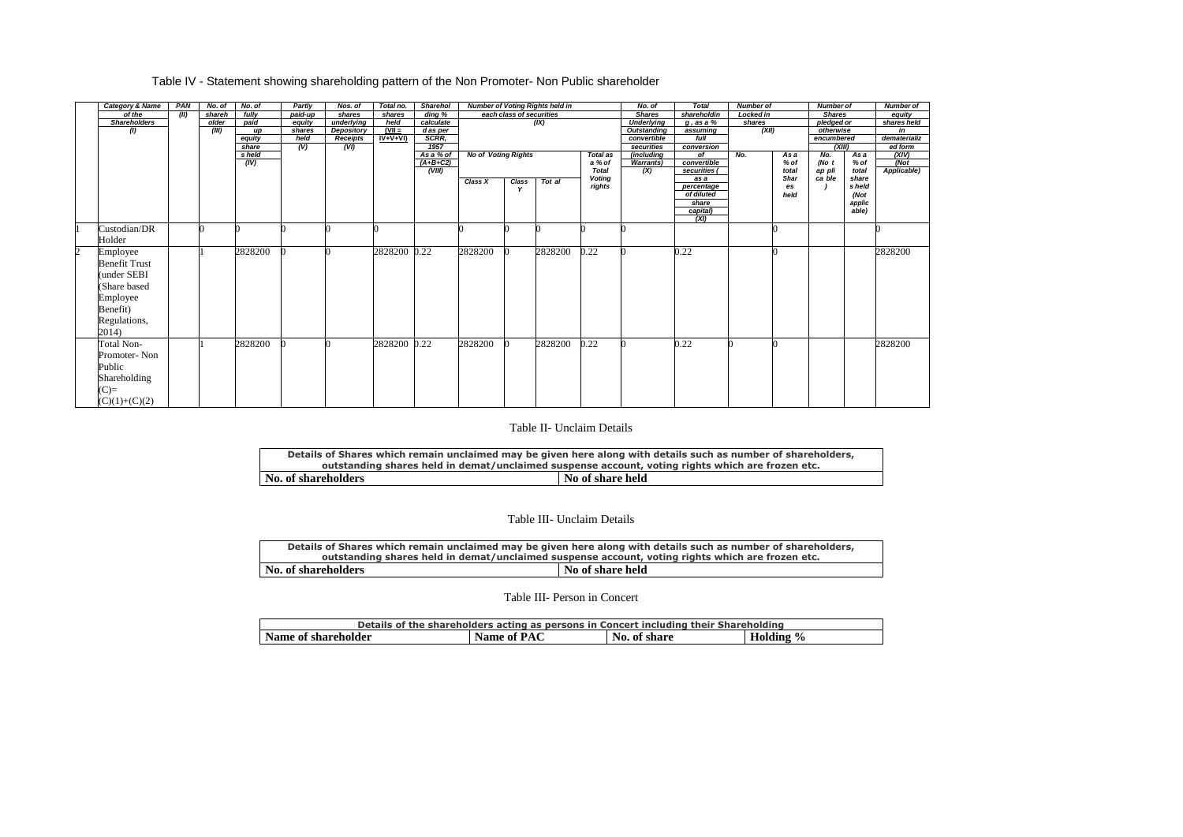Table IV - Statement showing shareholding pattern of the Non Promoter- Non Public shareholder

| | Category & Name of the Shareholders (I) | PAN (II) | No. of shareholder (III) | No. of fully paid up equity share s held (IV) | Partly paid-up equity shares held (V) | Nos. of shares underlying Depository Receipts (VI) | Total no. shares held (VII = IV+V+VI) | Shareholding % calculated as per SCRR, 1957 As a % of (A+B+C2) (VIII) | Number of Voting Rights held in each class of securities (IX) | | | | No. of Shares Underlying Outstanding convertible securities (including Warrants) (X) | Total shareholding , as a % assuming full conversion of convertible securities ( as a percentage of diluted share capital) (XI) | Number of Locked in shares (XII) | | Number of Shares pledged or otherwise encumbered (XIII) | | Number of equity shares held in dematerialized form (XIV) (Not Applicable) |
|---|---|---|---|---|---|---|---|---|---|---|---|---|---|---|---|---|---|---|---|
| | | | | | | | | | No of Voting Rights | | | Total as a % of Total Voting rights | | | No. | As a % of total Shares held | No. (Not applicable) | As a % of total share s held (Not applicable) | |
| | | | | | | | | | Class X | Class Y | Total | | | | | | | | |
| 1 | Custodian/DR Holder | | 0 | 0 | 0 | 0 | 0 | | 0 | 0 | 0 | 0 | 0 | | | 0 | | | 0 |
| 2 | Employee Benefit Trust (under SEBI (Share based Employee Benefit) Regulations, 2014) | | 1 | 2828200 | 0 | 0 | 2828200 | 0.22 | 2828200 | 0 | 2828200 | 0.22 | 0 | 0.22 | | 0 | | | 2828200 |
| | Total Non-Promoter- Non Public Shareholding (C)= (C)(1)+(C)(2) | | 1 | 2828200 | 0 | 0 | 2828200 | 0.22 | 2828200 | 0 | 2828200 | 0.22 | 0 | 0.22 | 0 | 0 | | | 2828200 |

Table II- Unclaim Details

| Details of Shares which remain unclaimed may be given here along with details such as number of shareholders, outstanding shares held in demat/unclaimed suspense account, voting rights which are frozen etc. | |
|---|---|
| **No. of shareholders** | **No of share held** |

Table III- Unclaim Details

| Details of Shares which remain unclaimed may be given here along with details such as number of shareholders, outstanding shares held in demat/unclaimed suspense account, voting rights which are frozen etc. | |
|---|---|
| **No. of shareholders** | **No of share held** |

Table III- Person in Concert

| Details of the shareholders acting as persons in Concert including their Shareholding | | | |
|---|---|---|---|
| **Name of shareholder** | **Name of PAC** | **No. of share** | **Holding %** |